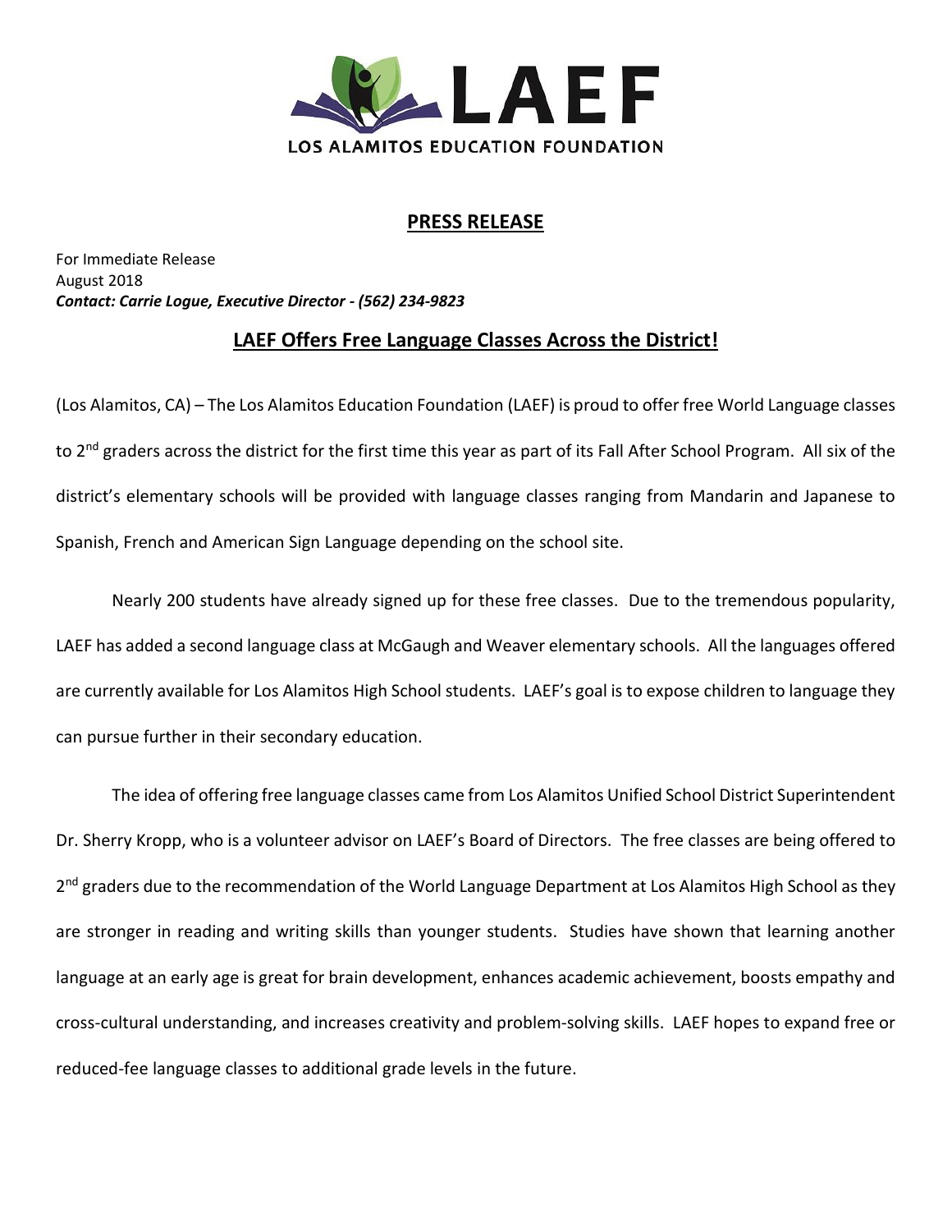LAEF

LOS ALAMITOS EDUCATION FOUNDATION

## PRESS RELEASE

For Immediate Release
August 2018
***Contact: Carrie Logue, Executive Director - (562) 234-9823***

## LAEF Offers Free Language Classes Across the District!

(Los Alamitos, CA) – The Los Alamitos Education Foundation (LAEF) is proud to offer free World Language classes to 2nd graders across the district for the first time this year as part of its Fall After School Program. All six of the district's elementary schools will be provided with language classes ranging from Mandarin and Japanese to Spanish, French and American Sign Language depending on the school site.

Nearly 200 students have already signed up for these free classes. Due to the tremendous popularity, LAEF has added a second language class at McGaugh and Weaver elementary schools. All the languages offered are currently available for Los Alamitos High School students. LAEF's goal is to expose children to language they can pursue further in their secondary education.

The idea of offering free language classes came from Los Alamitos Unified School District Superintendent Dr. Sherry Kropp, who is a volunteer advisor on LAEF's Board of Directors. The free classes are being offered to 2nd graders due to the recommendation of the World Language Department at Los Alamitos High School as they are stronger in reading and writing skills than younger students. Studies have shown that learning another language at an early age is great for brain development, enhances academic achievement, boosts empathy and cross-cultural understanding, and increases creativity and problem-solving skills. LAEF hopes to expand free or reduced-fee language classes to additional grade levels in the future.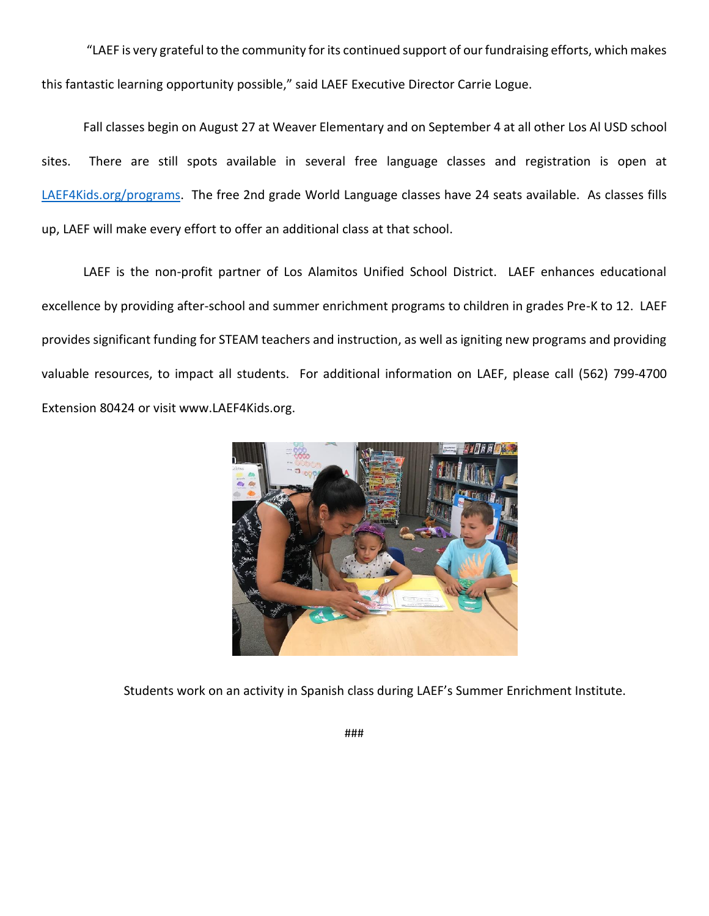"LAEF is very grateful to the community for its continued support of our fundraising efforts, which makes this fantastic learning opportunity possible," said LAEF Executive Director Carrie Logue.

Fall classes begin on August 27 at Weaver Elementary and on September 4 at all other Los Al USD school sites. There are still spots available in several free language classes and registration is open at [LAEF4Kids.org/programs](LAEF4Kids.org/programs). The free 2nd grade World Language classes have 24 seats available. As classes fills up, LAEF will make every effort to offer an additional class at that school.

LAEF is the non-profit partner of Los Alamitos Unified School District. LAEF enhances educational excellence by providing after-school and summer enrichment programs to children in grades Pre-K to 12. LAEF provides significant funding for STEAM teachers and instruction, as well as igniting new programs and providing valuable resources, to impact all students. For additional information on LAEF, please call (562) 799-4700 Extension 80424 or visit www.LAEF4Kids.org.

Students work on an activity in Spanish class during LAEF's Summer Enrichment Institute.

###